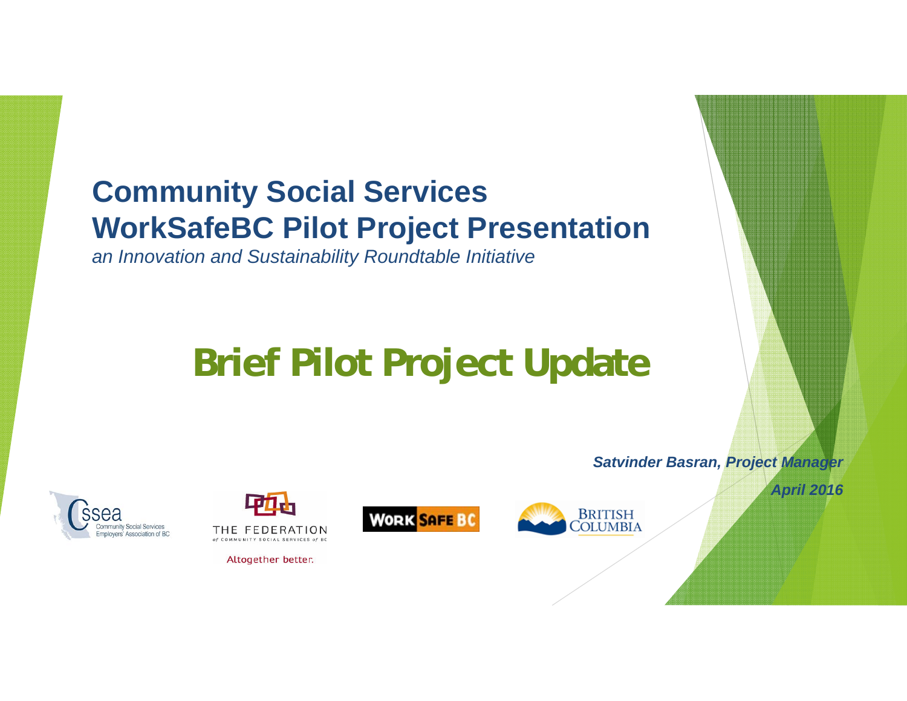# Community Social Services WorkSafeBC Pilot Project Presentation

*an Innovation and Sustainability Roundtable Initiative*

# Brief Pilot Project Update

***Satvinder Basran, Project Manager***

***April 2016***

CSSEA Community Social Services Employers' Association of BC

THE FEDERATION of COMMUNITY SOCIAL SERVICES of BC

Altogether better.

WORK SAFE BC

BRITISH COLUMBIA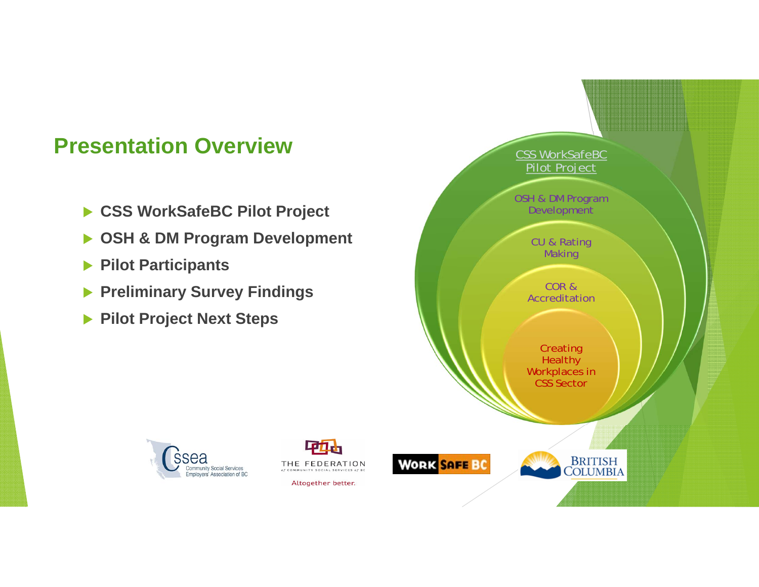## Presentation Overview

- CSS WorkSafeBC Pilot Project
- OSH & DM Program Development
- Pilot Participants
- Preliminary Survey Findings
- Pilot Project Next Steps

CSS WorkSafeBC Pilot Project

OSH & DM Program Development

CU & Rating Making

COR & Accreditation

Creating Healthy Workplaces in CSS Sector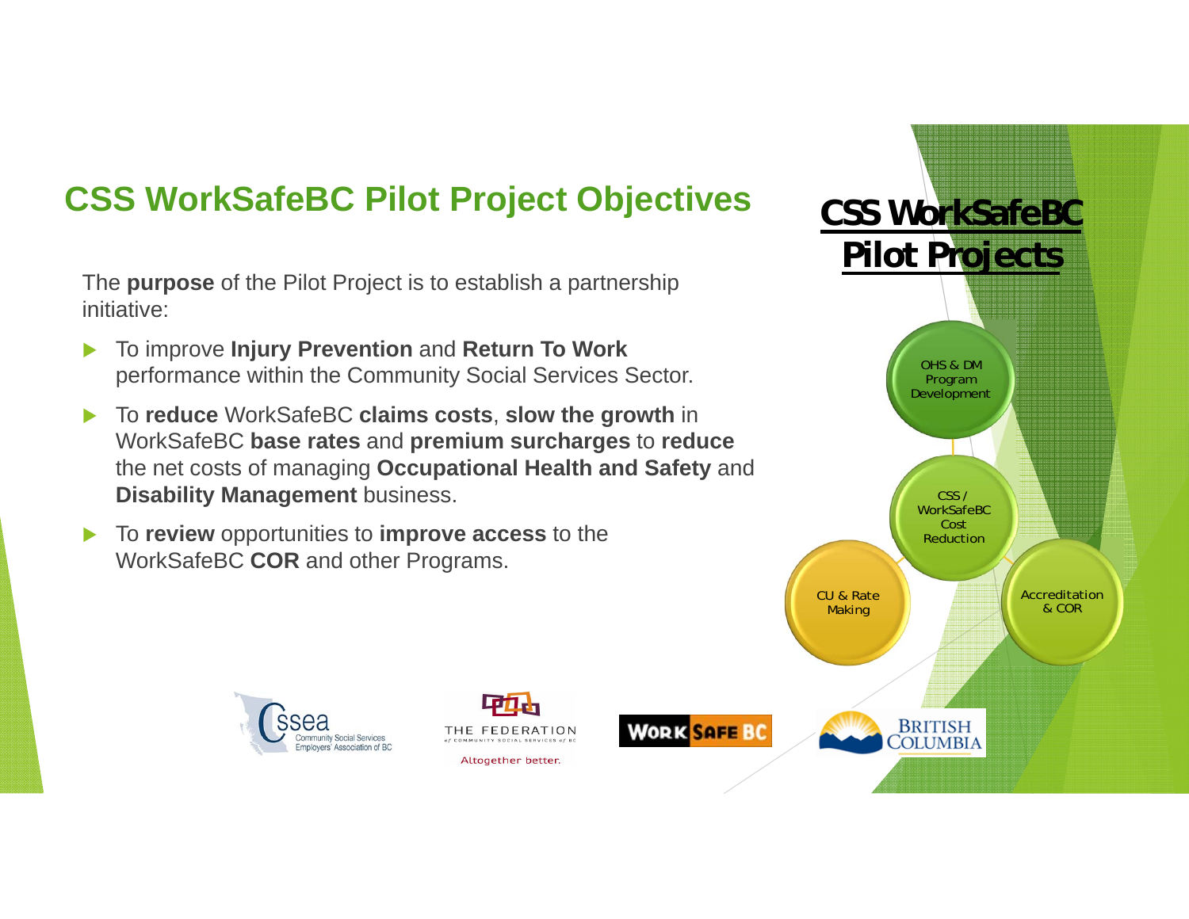# CSS WorkSafeBC Pilot Project Objectives

The **purpose** of the Pilot Project is to establish a partnership initiative:

- To improve **Injury Prevention** and **Return To Work** performance within the Community Social Services Sector.
- To **reduce** WorkSafeBC **claims costs**, **slow the growth** in WorkSafeBC **base rates** and **premium surcharges** to **reduce** the net costs of managing **Occupational Health and Safety** and **Disability Management** business.
- To **review** opportunities to **improve access** to the WorkSafeBC **COR** and other Programs.

## CSS WorkSafeBC Pilot Projects

- OHS & DM Program Development
- CSS / WorkSafeBC Cost Reduction
- CU & Rate Making
- Accreditation & COR

Community Social Services Employers' Association of BC

THE FEDERATION of COMMUNITY SOCIAL SERVICES of BC

Altogether better.

WORKSAFEBC

BRITISH COLUMBIA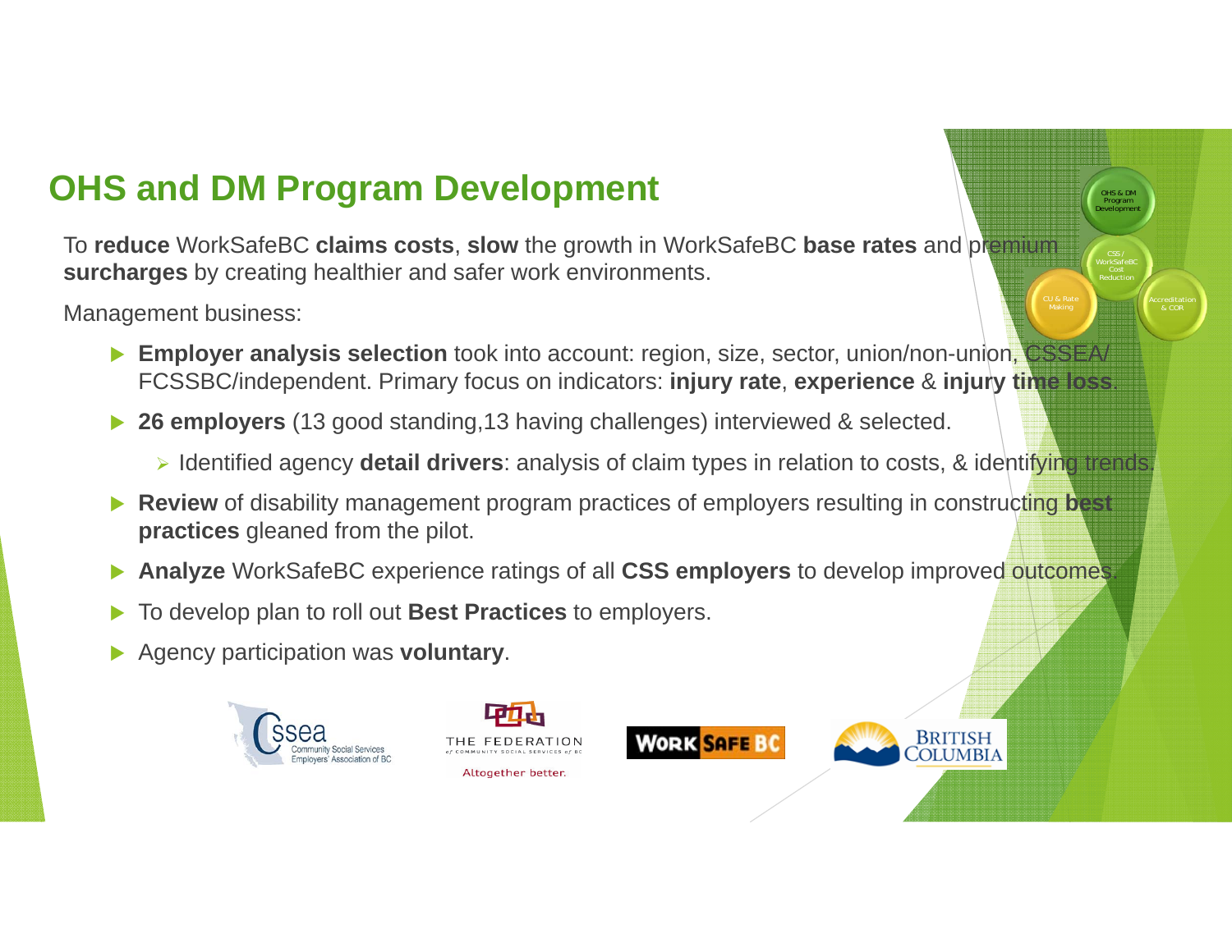# OHS and DM Program Development

To **reduce** WorkSafeBC **claims costs**, **slow** the growth in WorkSafeBC **base rates** and **premium surcharges** by creating healthier and safer work environments.

Management business:

- **Employer analysis selection** took into account: region, size, sector, union/non-union, CSSEA/FCSSBC/independent. Primary focus on indicators: **injury rate**, **experience** & **injury time loss**.
- **26 employers** (13 good standing,13 having challenges) interviewed & selected.
  - Identified agency **detail drivers**: analysis of claim types in relation to costs, & identifying trends.
- **Review** of disability management program practices of employers resulting in constructing **best practices** gleaned from the pilot.
- **Analyze** WorkSafeBC experience ratings of all **CSS employers** to develop improved outcomes.
- To develop plan to roll out **Best Practices** to employers.
- Agency participation was **voluntary**.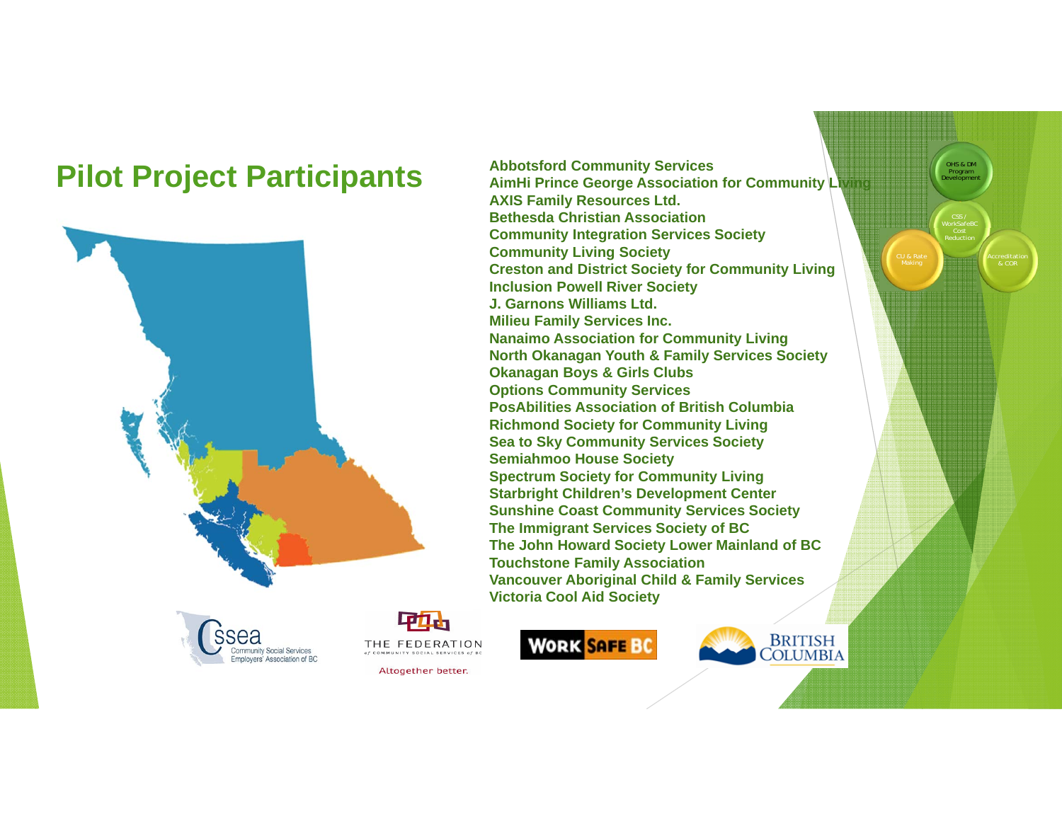# Pilot Project Participants

- Abbotsford Community Services
- AimHi Prince George Association for Community Living
- AXIS Family Resources Ltd.
- Bethesda Christian Association
- Community Integration Services Society
- Community Living Society
- Creston and District Society for Community Living
- Inclusion Powell River Society
- J. Garnons Williams Ltd.
- Milieu Family Services Inc.
- Nanaimo Association for Community Living
- North Okanagan Youth & Family Services Society
- Okanagan Boys & Girls Clubs
- Options Community Services
- PosAbilities Association of British Columbia
- Richmond Society for Community Living
- Sea to Sky Community Services Society
- Semiahmoo House Society
- Spectrum Society for Community Living
- Starbright Children's Development Center
- Sunshine Coast Community Services Society
- The Immigrant Services Society of BC
- The John Howard Society Lower Mainland of BC
- Touchstone Family Association
- Vancouver Aboriginal Child & Family Services
- Victoria Cool Aid Society

OHS & DM Program Development

CSS / WorkSafeBC Cost Reduction

CU & Rate Making

Accreditation & COR

CSSEA Community Social Services Employers' Association of BC

THE FEDERATION of COMMUNITY SOCIAL SERVICES of BC

Altogether better.

WORKSAFEBC

BRITISH COLUMBIA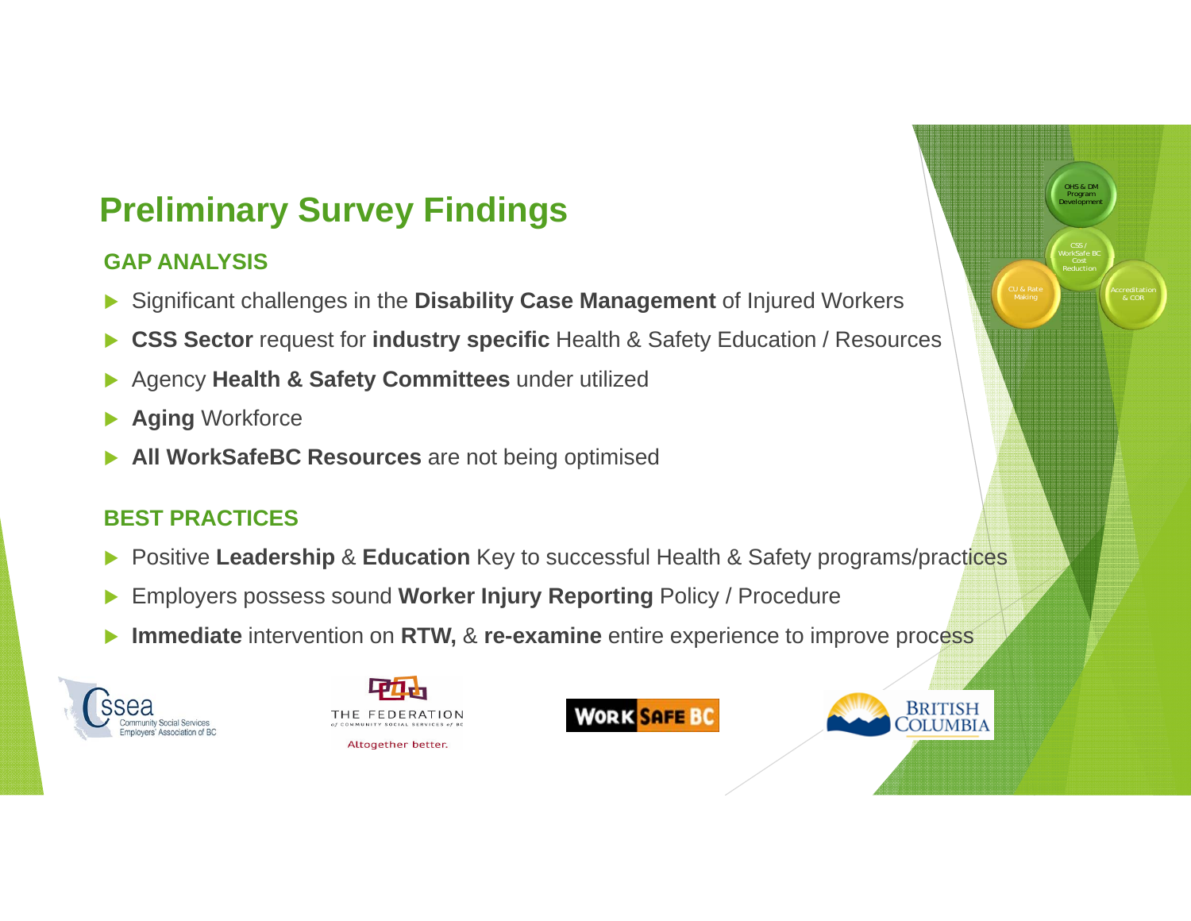# Preliminary Survey Findings

## GAP ANALYSIS

- Significant challenges in the **Disability Case Management** of Injured Workers
- **CSS Sector** request for **industry specific** Health & Safety Education / Resources
- Agency **Health & Safety Committees** under utilized
- **Aging** Workforce
- **All WorkSafeBC Resources** are not being optimised

## BEST PRACTICES

- Positive **Leadership** & **Education** Key to successful Health & Safety programs/practices
- Employers possess sound **Worker Injury Reporting** Policy / Procedure
- **Immediate** intervention on **RTW,** & **re-examine** entire experience to improve process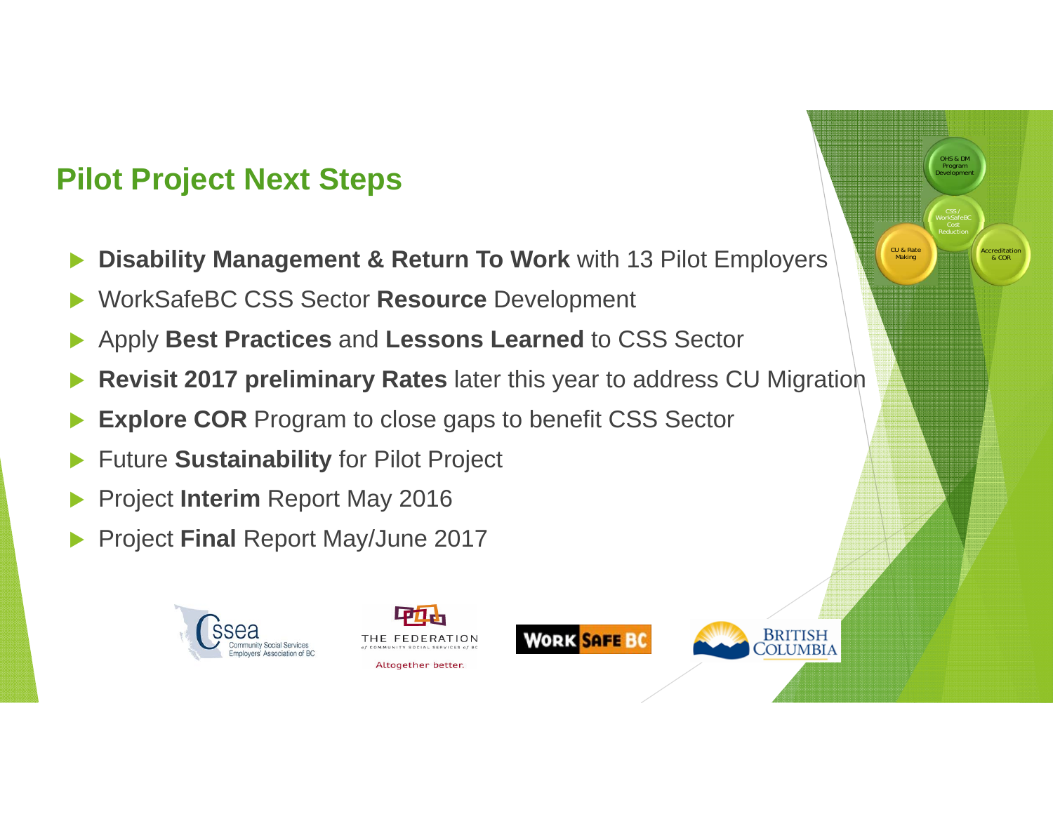## Pilot Project Next Steps

- **Disability Management & Return To Work** with 13 Pilot Employers
- WorkSafeBC CSS Sector **Resource** Development
- Apply **Best Practices** and **Lessons Learned** to CSS Sector
- **Revisit 2017 preliminary Rates** later this year to address CU Migration
- **Explore COR** Program to close gaps to benefit CSS Sector
- Future **Sustainability** for Pilot Project
- Project **Interim** Report May 2016
- Project **Final** Report May/June 2017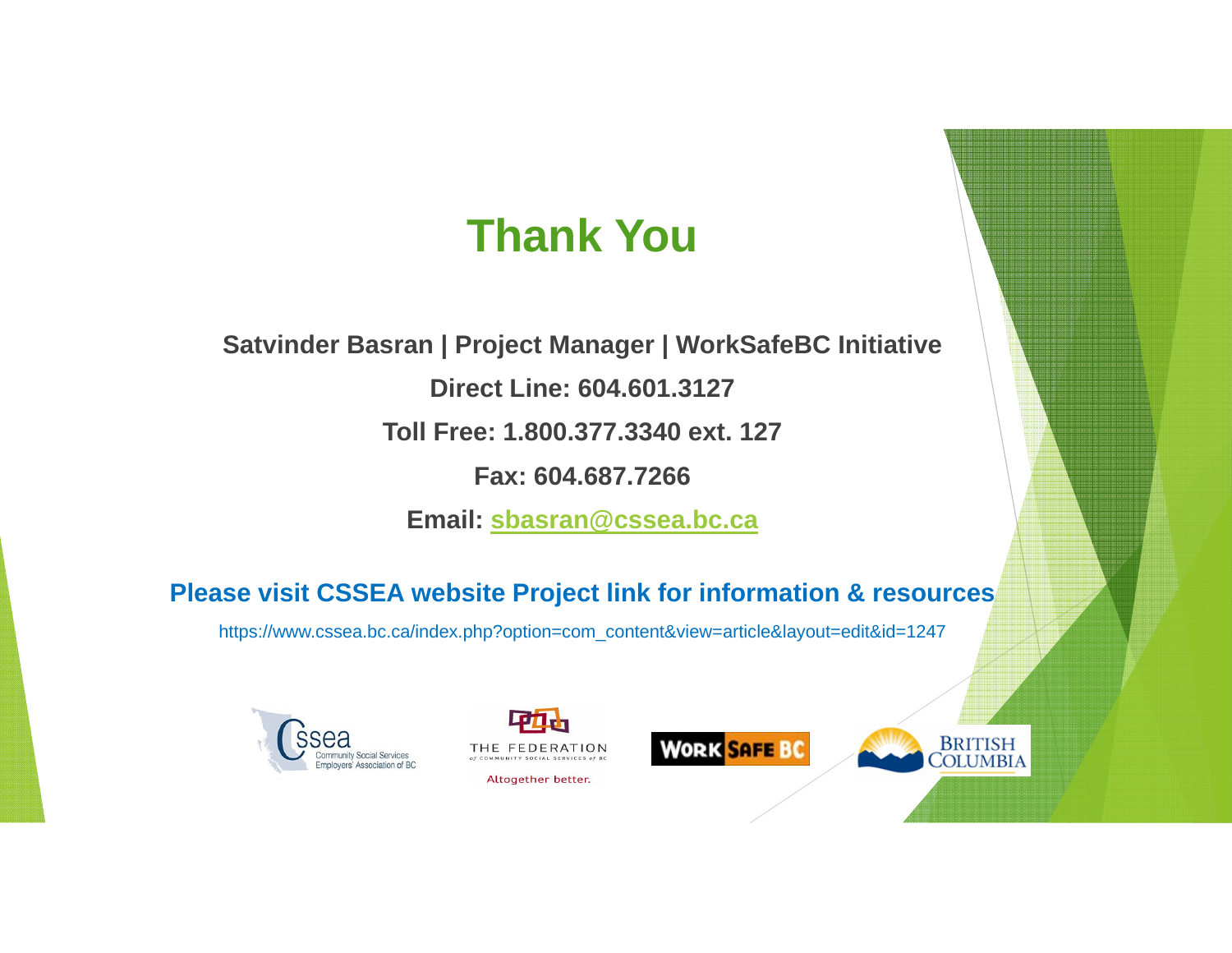# Thank You

**Satvinder Basran | Project Manager | WorkSafeBC Initiative**

**Direct Line: 604.601.3127**

**Toll Free: 1.800.377.3340 ext. 127**

**Fax: 604.687.7266**

**Email: sbasran@cssea.bc.ca**

**Please visit CSSEA website Project link for information & resources**

https://www.cssea.bc.ca/index.php?option=com_content&view=article&layout=edit&id=1247